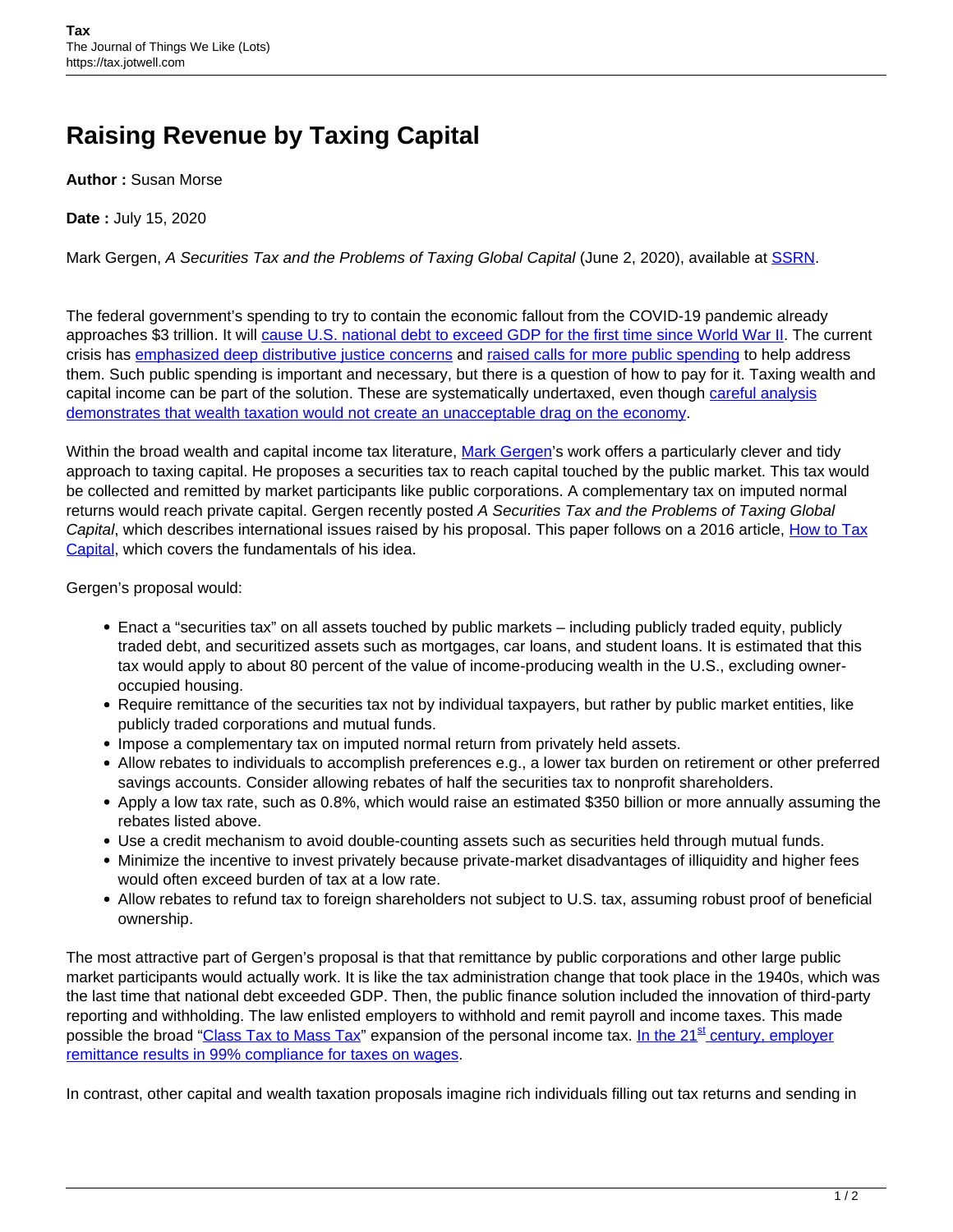# Raising Revenue by Taxing Capital

**Author :** Susan Morse

**Date :** July 15, 2020

Mark Gergen, *A Securities Tax and the Problems of Taxing Global Capital* (June 2, 2020), available at SSRN.

The federal government's spending to try to contain the economic fallout from the COVID-19 pandemic already approaches $3 trillion. It will cause U.S. national debt to exceed GDP for the first time since World War II. The current crisis has emphasized deep distributive justice concerns and raised calls for more public spending to help address them. Such public spending is important and necessary, but there is a question of how to pay for it. Taxing wealth and capital income can be part of the solution. These are systematically undertaxed, even though careful analysis demonstrates that wealth taxation would not create an unacceptable drag on the economy.

Within the broad wealth and capital income tax literature, Mark Gergen's work offers a particularly clever and tidy approach to taxing capital. He proposes a securities tax to reach capital touched by the public market. This tax would be collected and remitted by market participants like public corporations. A complementary tax on imputed normal returns would reach private capital. Gergen recently posted *A Securities Tax and the Problems of Taxing Global Capital*, which describes international issues raised by his proposal. This paper follows on a 2016 article, How to Tax Capital, which covers the fundamentals of his idea.

Gergen's proposal would:

- Enact a "securities tax" on all assets touched by public markets – including publicly traded equity, publicly traded debt, and securitized assets such as mortgages, car loans, and student loans. It is estimated that this tax would apply to about 80 percent of the value of income-producing wealth in the U.S., excluding owner-occupied housing.
- Require remittance of the securities tax not by individual taxpayers, but rather by public market entities, like publicly traded corporations and mutual funds.
- Impose a complementary tax on imputed normal return from privately held assets.
- Allow rebates to individuals to accomplish preferences e.g., a lower tax burden on retirement or other preferred savings accounts. Consider allowing rebates of half the securities tax to nonprofit shareholders.
- Apply a low tax rate, such as 0.8%, which would raise an estimated $350 billion or more annually assuming the rebates listed above.
- Use a credit mechanism to avoid double-counting assets such as securities held through mutual funds.
- Minimize the incentive to invest privately because private-market disadvantages of illiquidity and higher fees would often exceed burden of tax at a low rate.
- Allow rebates to refund tax to foreign shareholders not subject to U.S. tax, assuming robust proof of beneficial ownership.

The most attractive part of Gergen's proposal is that that remittance by public corporations and other large public market participants would actually work. It is like the tax administration change that took place in the 1940s, which was the last time that national debt exceeded GDP. Then, the public finance solution included the innovation of third-party reporting and withholding. The law enlisted employers to withhold and remit payroll and income taxes. This made possible the broad "Class Tax to Mass Tax" expansion of the personal income tax. In the 21st century, employer remittance results in 99% compliance for taxes on wages.

In contrast, other capital and wealth taxation proposals imagine rich individuals filling out tax returns and sending in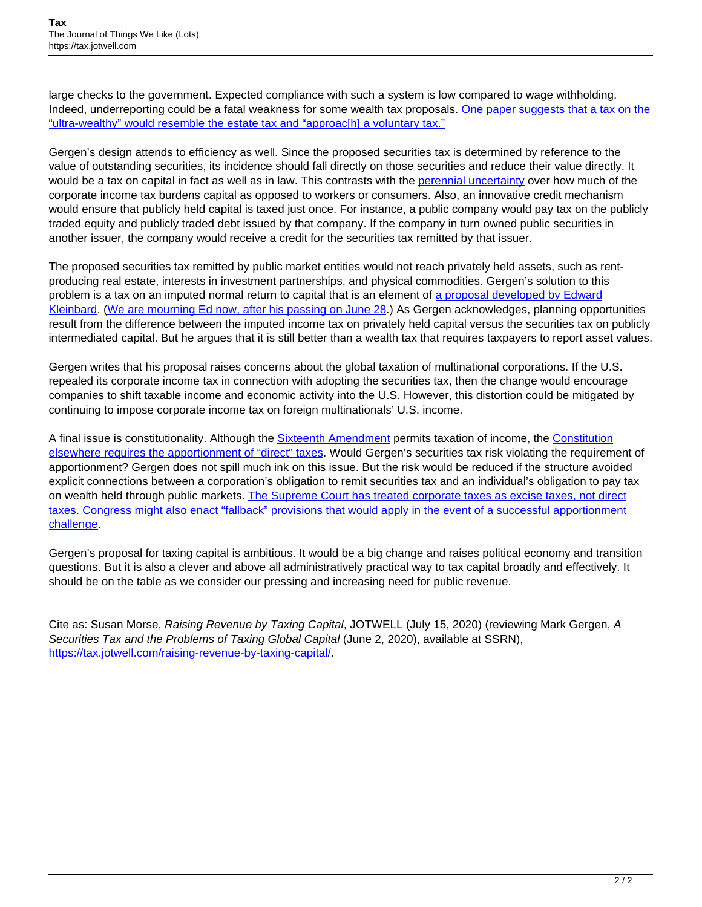large checks to the government. Expected compliance with such a system is low compared to wage withholding. Indeed, underreporting could be a fatal weakness for some wealth tax proposals. One paper suggests that a tax on the "ultra-wealthy" would resemble the estate tax and "approac[h] a voluntary tax."

Gergen's design attends to efficiency as well. Since the proposed securities tax is determined by reference to the value of outstanding securities, its incidence should fall directly on those securities and reduce their value directly. It would be a tax on capital in fact as well as in law. This contrasts with the perennial uncertainty over how much of the corporate income tax burdens capital as opposed to workers or consumers. Also, an innovative credit mechanism would ensure that publicly held capital is taxed just once. For instance, a public company would pay tax on the publicly traded equity and publicly traded debt issued by that company. If the company in turn owned public securities in another issuer, the company would receive a credit for the securities tax remitted by that issuer.

The proposed securities tax remitted by public market entities would not reach privately held assets, such as rent-producing real estate, interests in investment partnerships, and physical commodities. Gergen's solution to this problem is a tax on an imputed normal return to capital that is an element of a proposal developed by Edward Kleinbard. (We are mourning Ed now, after his passing on June 28.) As Gergen acknowledges, planning opportunities result from the difference between the imputed income tax on privately held capital versus the securities tax on publicly intermediated capital. But he argues that it is still better than a wealth tax that requires taxpayers to report asset values.

Gergen writes that his proposal raises concerns about the global taxation of multinational corporations. If the U.S. repealed its corporate income tax in connection with adopting the securities tax, then the change would encourage companies to shift taxable income and economic activity into the U.S. However, this distortion could be mitigated by continuing to impose corporate income tax on foreign multinationals' U.S. income.

A final issue is constitutionality. Although the Sixteenth Amendment permits taxation of income, the Constitution elsewhere requires the apportionment of "direct" taxes. Would Gergen's securities tax risk violating the requirement of apportionment? Gergen does not spill much ink on this issue. But the risk would be reduced if the structure avoided explicit connections between a corporation's obligation to remit securities tax and an individual's obligation to pay tax on wealth held through public markets. The Supreme Court has treated corporate taxes as excise taxes, not direct taxes. Congress might also enact "fallback" provisions that would apply in the event of a successful apportionment challenge.

Gergen's proposal for taxing capital is ambitious. It would be a big change and raises political economy and transition questions. But it is also a clever and above all administratively practical way to tax capital broadly and effectively. It should be on the table as we consider our pressing and increasing need for public revenue.

Cite as: Susan Morse, *Raising Revenue by Taxing Capital*, JOTWELL (July 15, 2020) (reviewing Mark Gergen, *A Securities Tax and the Problems of Taxing Global Capital* (June 2, 2020), available at SSRN), https://tax.jotwell.com/raising-revenue-by-taxing-capital/.